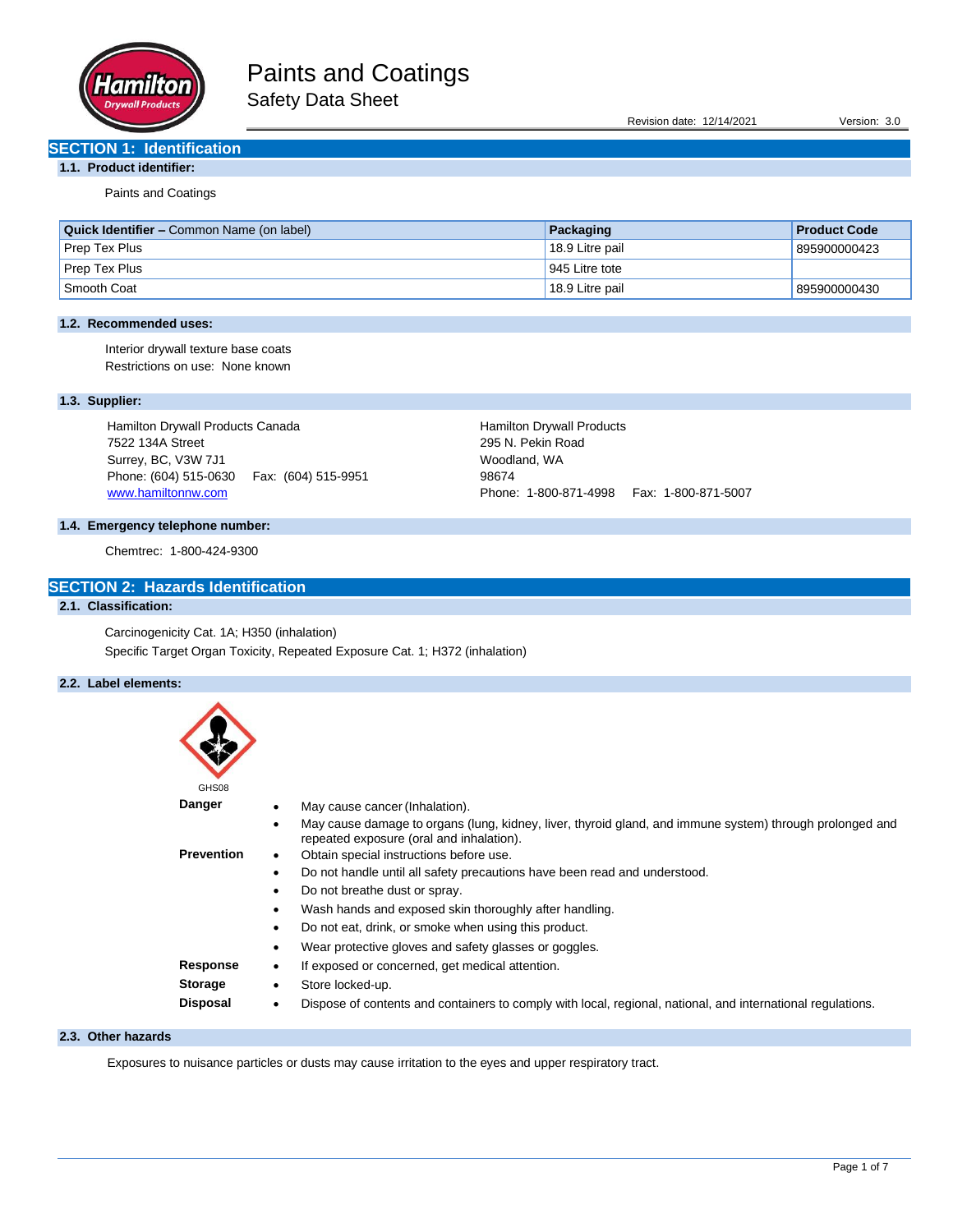# Paints and Coatings

## Safety Data Sheet

Revision date: 12/14/2021 Version: 3.0

## SECTION 1: Identification

### 1.1. Product identifier:

Paints and Coatings

| Quick Identifier – Common Name (on label) | Packaging | Product Code |
|---|---|---|
| Prep Tex Plus | 18.9 Litre pail | 895900000423 |
| Prep Tex Plus | 945 Litre tote | |
| Smooth Coat | 18.9 Litre pail | 895900000430 |

### 1.2. Recommended uses:

Interior drywall texture base coats
Restrictions on use: None known

### 1.3. Supplier:

Hamilton Drywall Products Canada
7522 134A Street
Surrey, BC, V3W 7J1
Phone: (604) 515-0630 Fax: (604) 515-9951
www.hamiltonnw.com

Hamilton Drywall Products
295 N. Pekin Road
Woodland, WA
98674
Phone: 1-800-871-4998 Fax: 1-800-871-5007

### 1.4. Emergency telephone number:

Chemtrec: 1-800-424-9300

## SECTION 2: Hazards Identification

### 2.1. Classification:

Carcinogenicity Cat. 1A; H350 (inhalation)
Specific Target Organ Toxicity, Repeated Exposure Cat. 1; H372 (inhalation)

### 2.2. Label elements:

GHS08

**Danger**
- May cause cancer (Inhalation).
- May cause damage to organs (lung, kidney, liver, thyroid gland, and immune system) through prolonged and repeated exposure (oral and inhalation).

**Prevention**
- Obtain special instructions before use.
- Do not handle until all safety precautions have been read and understood.
- Do not breathe dust or spray.
- Wash hands and exposed skin thoroughly after handling.
- Do not eat, drink, or smoke when using this product.
- Wear protective gloves and safety glasses or goggles.

**Response**
- If exposed or concerned, get medical attention.

**Storage**
- Store locked-up.

**Disposal**
- Dispose of contents and containers to comply with local, regional, national, and international regulations.

### 2.3. Other hazards

Exposures to nuisance particles or dusts may cause irritation to the eyes and upper respiratory tract.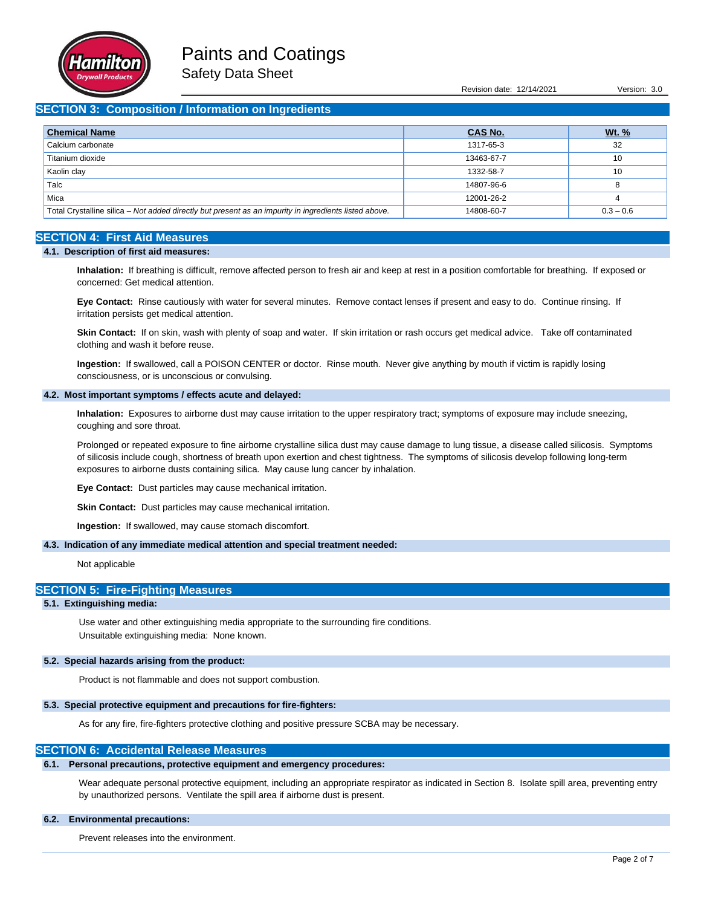## SECTION 3: Composition / Information on Ingredients

| Chemical Name | CAS No. | Wt. % |
|---|---|---|
| Calcium carbonate | 1317-65-3 | 32 |
| Titanium dioxide | 13463-67-7 | 10 |
| Kaolin clay | 1332-58-7 | 10 |
| Talc | 14807-96-6 | 8 |
| Mica | 12001-26-2 | 4 |
| Total Crystalline silica – *Not added directly but present as an impurity in ingredients listed above.* | 14808-60-7 | 0.3 – 0.6 |

## SECTION 4: First Aid Measures

### 4.1. Description of first aid measures:

**Inhalation:** If breathing is difficult, remove affected person to fresh air and keep at rest in a position comfortable for breathing. If exposed or concerned: Get medical attention.

**Eye Contact:** Rinse cautiously with water for several minutes. Remove contact lenses if present and easy to do. Continue rinsing. If irritation persists get medical attention.

**Skin Contact:** If on skin, wash with plenty of soap and water. If skin irritation or rash occurs get medical advice. Take off contaminated clothing and wash it before reuse.

**Ingestion:** If swallowed, call a POISON CENTER or doctor. Rinse mouth. Never give anything by mouth if victim is rapidly losing consciousness, or is unconscious or convulsing.

### 4.2. Most important symptoms / effects acute and delayed:

**Inhalation:** Exposures to airborne dust may cause irritation to the upper respiratory tract; symptoms of exposure may include sneezing, coughing and sore throat.

Prolonged or repeated exposure to fine airborne crystalline silica dust may cause damage to lung tissue, a disease called silicosis. Symptoms of silicosis include cough, shortness of breath upon exertion and chest tightness. The symptoms of silicosis develop following long-term exposures to airborne dusts containing silica. May cause lung cancer by inhalation.

**Eye Contact:** Dust particles may cause mechanical irritation.

**Skin Contact:** Dust particles may cause mechanical irritation.

**Ingestion:** If swallowed, may cause stomach discomfort.

### 4.3. Indication of any immediate medical attention and special treatment needed:

Not applicable

## SECTION 5: Fire-Fighting Measures

### 5.1. Extinguishing media:

Use water and other extinguishing media appropriate to the surrounding fire conditions.
Unsuitable extinguishing media: None known.

### 5.2. Special hazards arising from the product:

Product is not flammable and does not support combustion.

### 5.3. Special protective equipment and precautions for fire-fighters:

As for any fire, fire-fighters protective clothing and positive pressure SCBA may be necessary.

## SECTION 6: Accidental Release Measures

### 6.1. Personal precautions, protective equipment and emergency procedures:

Wear adequate personal protective equipment, including an appropriate respirator as indicated in Section 8. Isolate spill area, preventing entry by unauthorized persons. Ventilate the spill area if airborne dust is present.

### 6.2. Environmental precautions:

Prevent releases into the environment.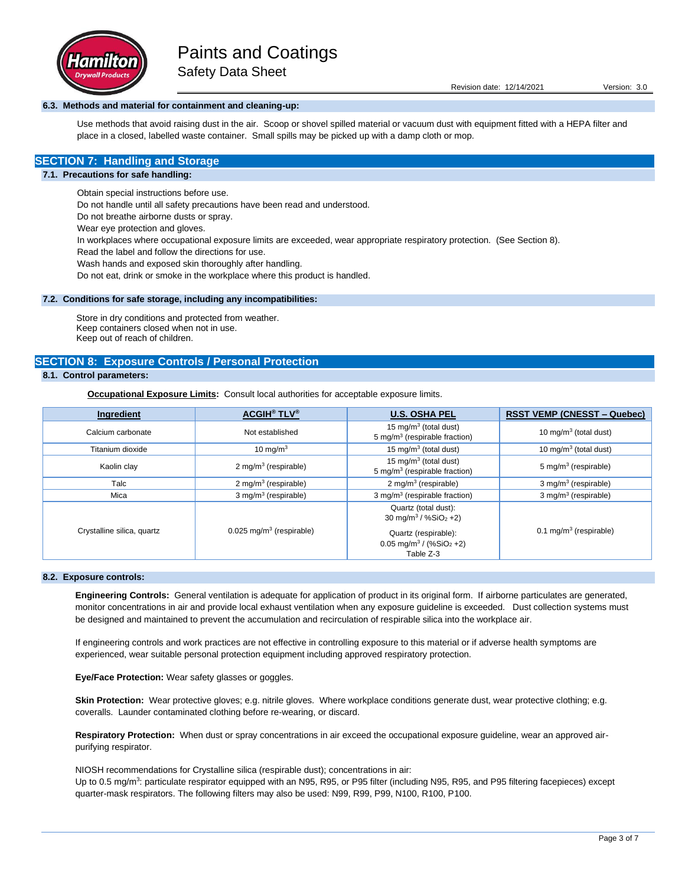### 6.3. Methods and material for containment and cleaning-up:

Use methods that avoid raising dust in the air. Scoop or shovel spilled material or vacuum dust with equipment fitted with a HEPA filter and place in a closed, labelled waste container. Small spills may be picked up with a damp cloth or mop.

## SECTION 7: Handling and Storage

### 7.1. Precautions for safe handling:

Obtain special instructions before use.
Do not handle until all safety precautions have been read and understood.
Do not breathe airborne dusts or spray.
Wear eye protection and gloves.
In workplaces where occupational exposure limits are exceeded, wear appropriate respiratory protection. (See Section 8).
Read the label and follow the directions for use.
Wash hands and exposed skin thoroughly after handling.
Do not eat, drink or smoke in the workplace where this product is handled.

### 7.2. Conditions for safe storage, including any incompatibilities:

Store in dry conditions and protected from weather.
Keep containers closed when not in use.
Keep out of reach of children.

## SECTION 8: Exposure Controls / Personal Protection

### 8.1. Control parameters:

**Occupational Exposure Limits:** Consult local authorities for acceptable exposure limits.

| Ingredient | ACGIH® TLV® | U.S. OSHA PEL | RSST VEMP (CNESST – Quebec) |
|---|---|---|---|
| Calcium carbonate | Not established | 15 mg/m$^3$ (total dust)<br>5 mg/m$^3$ (respirable fraction) | 10 mg/m$^3$ (total dust) |
| Titanium dioxide | 10 mg/m$^3$ | 15 mg/m$^3$ (total dust) | 10 mg/m$^3$ (total dust) |
| Kaolin clay | 2 mg/m$^3$ (respirable) | 15 mg/m$^3$ (total dust)<br>5 mg/m$^3$ (respirable fraction) | 5 mg/m$^3$ (respirable) |
| Talc | 2 mg/m$^3$ (respirable) | 2 mg/m$^3$ (respirable) | 3 mg/m$^3$ (respirable) |
| Mica | 3 mg/m$^3$ (respirable) | 3 mg/m$^3$ (respirable fraction) | 3 mg/m$^3$ (respirable) |
| Crystalline silica, quartz | 0.025 mg/m$^3$ (respirable) | Quartz (total dust):<br>30 mg/m$^3$ / %$SiO_2$ +2)<br>Quartz (respirable):<br>0.05 mg/m$^3$ / (%$SiO_2$ +2)<br>Table Z-3 | 0.1 mg/m$^3$ (respirable) |

### 8.2. Exposure controls:

**Engineering Controls:** General ventilation is adequate for application of product in its original form. If airborne particulates are generated, monitor concentrations in air and provide local exhaust ventilation when any exposure guideline is exceeded. Dust collection systems must be designed and maintained to prevent the accumulation and recirculation of respirable silica into the workplace air.

If engineering controls and work practices are not effective in controlling exposure to this material or if adverse health symptoms are experienced, wear suitable personal protection equipment including approved respiratory protection.

**Eye/Face Protection:** Wear safety glasses or goggles.

**Skin Protection:** Wear protective gloves; e.g. nitrile gloves. Where workplace conditions generate dust, wear protective clothing; e.g. coveralls. Launder contaminated clothing before re-wearing, or discard.

**Respiratory Protection:** When dust or spray concentrations in air exceed the occupational exposure guideline, wear an approved air-purifying respirator.

NIOSH recommendations for Crystalline silica (respirable dust); concentrations in air:
Up to 0.5 mg/m$^3$: particulate respirator equipped with an N95, R95, or P95 filter (including N95, R95, and P95 filtering facepieces) except quarter-mask respirators. The following filters may also be used: N99, R99, P99, N100, R100, P100.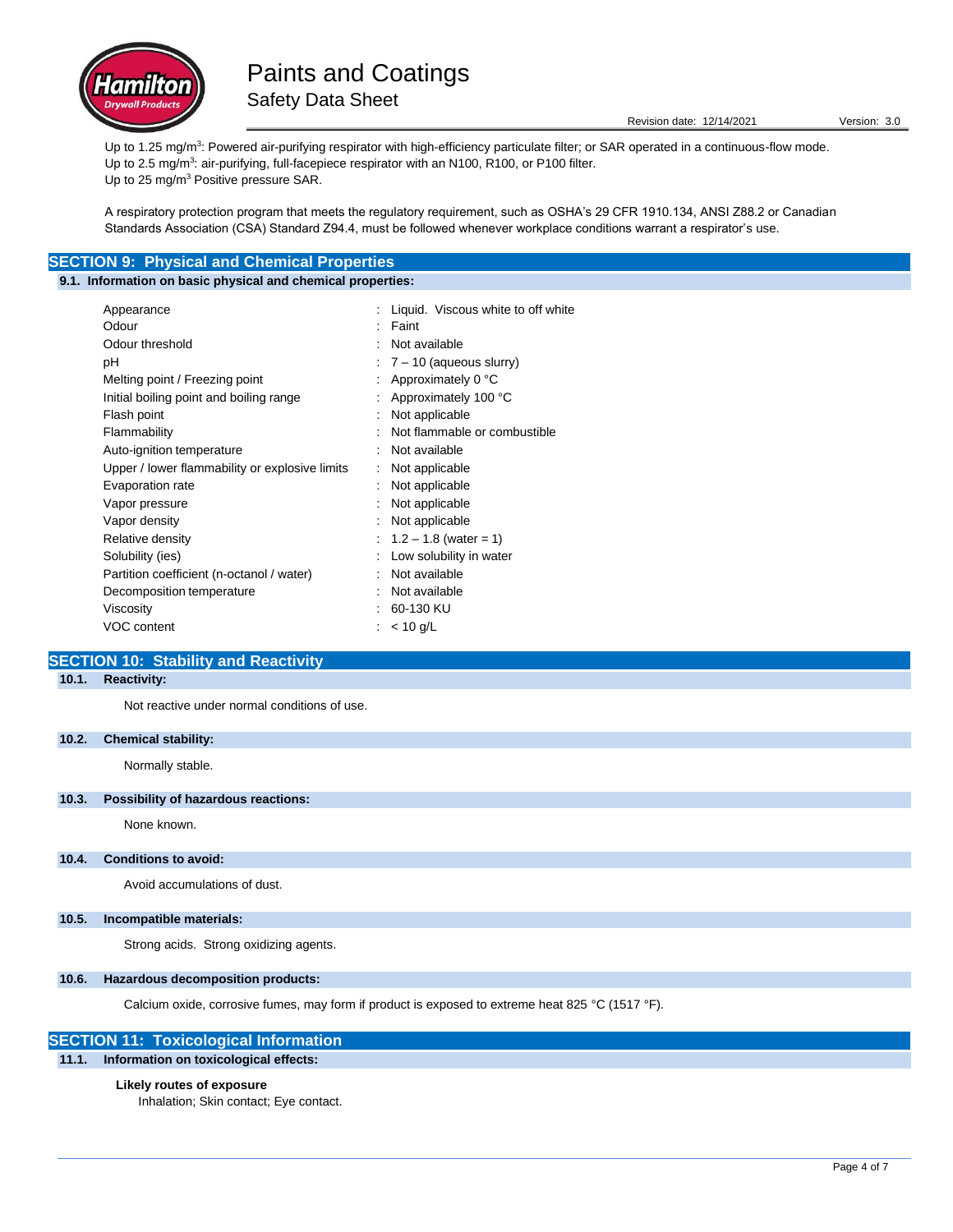Up to 1.25 mg/m$^3$: Powered air-purifying respirator with high-efficiency particulate filter; or SAR operated in a continuous-flow mode.
Up to 2.5 mg/m$^3$: air-purifying, full-facepiece respirator with an N100, R100, or P100 filter.
Up to 25 mg/m$^3$ Positive pressure SAR.

A respiratory protection program that meets the regulatory requirement, such as OSHA's 29 CFR 1910.134, ANSI Z88.2 or Canadian Standards Association (CSA) Standard Z94.4, must be followed whenever workplace conditions warrant a respirator's use.

## SECTION 9: Physical and Chemical Properties

### 9.1. Information on basic physical and chemical properties:

| Property | Value |
|---|---|
| Appearance | Liquid. Viscous white to off white |
| Odour | Faint |
| Odour threshold | Not available |
| pH | 7 – 10 (aqueous slurry) |
| Melting point / Freezing point | Approximately 0 °C |
| Initial boiling point and boiling range | Approximately 100 °C |
| Flash point | Not applicable |
| Flammability | Not flammable or combustible |
| Auto-ignition temperature | Not available |
| Upper / lower flammability or explosive limits | Not applicable |
| Evaporation rate | Not applicable |
| Vapor pressure | Not applicable |
| Vapor density | Not applicable |
| Relative density | 1.2 – 1.8 (water = 1) |
| Solubility (ies) | Low solubility in water |
| Partition coefficient (n-octanol / water) | Not available |
| Decomposition temperature | Not available |
| Viscosity | 60-130 KU |
| VOC content | < 10 g/L |

## SECTION 10: Stability and Reactivity

### 10.1. Reactivity:

Not reactive under normal conditions of use.

### 10.2. Chemical stability:

Normally stable.

### 10.3. Possibility of hazardous reactions:

None known.

### 10.4. Conditions to avoid:

Avoid accumulations of dust.

### 10.5. Incompatible materials:

Strong acids. Strong oxidizing agents.

### 10.6. Hazardous decomposition products:

Calcium oxide, corrosive fumes, may form if product is exposed to extreme heat 825 °C (1517 °F).

## SECTION 11: Toxicological Information

### 11.1. Information on toxicological effects:

**Likely routes of exposure**

Inhalation; Skin contact; Eye contact.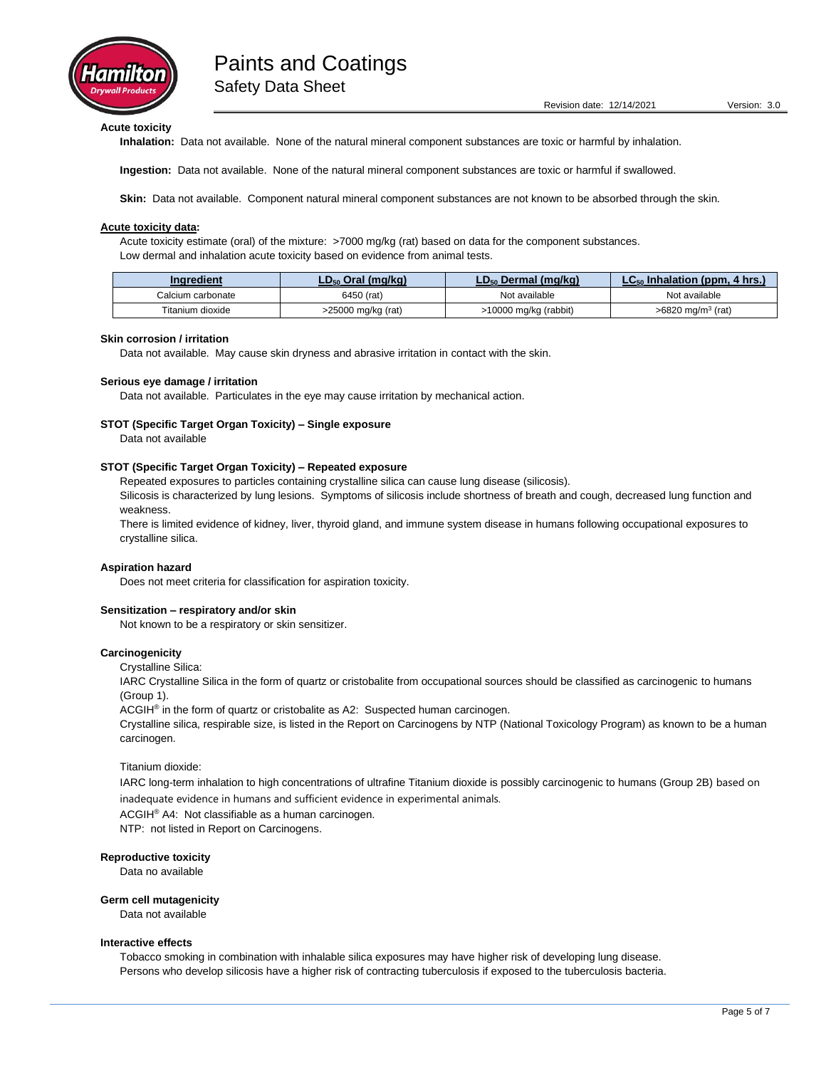**Acute toxicity**

**Inhalation:** Data not available. None of the natural mineral component substances are toxic or harmful by inhalation.

**Ingestion:** Data not available. None of the natural mineral component substances are toxic or harmful if swallowed.

**Skin:** Data not available. Component natural mineral component substances are not known to be absorbed through the skin.

**Acute toxicity data:**

Acute toxicity estimate (oral) of the mixture: >7000 mg/kg (rat) based on data for the component substances.
Low dermal and inhalation acute toxicity based on evidence from animal tests.

| Ingredient | $LD_{50}$ Oral (mg/kg) | $LD_{50}$ Dermal (mg/kg) | $LC_{50}$ Inhalation (ppm, 4 hrs.) |
|---|---|---|---|
| Calcium carbonate | 6450 (rat) | Not available | Not available |
| Titanium dioxide | >25000 mg/kg (rat) | >10000 mg/kg (rabbit) | >6820 $mg/m^3$ (rat) |

**Skin corrosion / irritation**

Data not available. May cause skin dryness and abrasive irritation in contact with the skin.

**Serious eye damage / irritation**

Data not available. Particulates in the eye may cause irritation by mechanical action.

**STOT (Specific Target Organ Toxicity) – Single exposure**

Data not available

**STOT (Specific Target Organ Toxicity) – Repeated exposure**

Repeated exposures to particles containing crystalline silica can cause lung disease (silicosis).
Silicosis is characterized by lung lesions. Symptoms of silicosis include shortness of breath and cough, decreased lung function and weakness.
There is limited evidence of kidney, liver, thyroid gland, and immune system disease in humans following occupational exposures to crystalline silica.

**Aspiration hazard**

Does not meet criteria for classification for aspiration toxicity.

**Sensitization – respiratory and/or skin**

Not known to be a respiratory or skin sensitizer.

**Carcinogenicity**

Crystalline Silica:
IARC Crystalline Silica in the form of quartz or cristobalite from occupational sources should be classified as carcinogenic to humans (Group 1).
ACGIH® in the form of quartz or cristobalite as A2: Suspected human carcinogen.
Crystalline silica, respirable size, is listed in the Report on Carcinogens by NTP (National Toxicology Program) as known to be a human carcinogen.

Titanium dioxide:
IARC long-term inhalation to high concentrations of ultrafine Titanium dioxide is possibly carcinogenic to humans (Group 2B) based on inadequate evidence in humans and sufficient evidence in experimental animals.
ACGIH® A4: Not classifiable as a human carcinogen.
NTP: not listed in Report on Carcinogens.

**Reproductive toxicity**

Data no available

**Germ cell mutagenicity**

Data not available

**Interactive effects**

Tobacco smoking in combination with inhalable silica exposures may have higher risk of developing lung disease.
Persons who develop silicosis have a higher risk of contracting tuberculosis if exposed to the tuberculosis bacteria.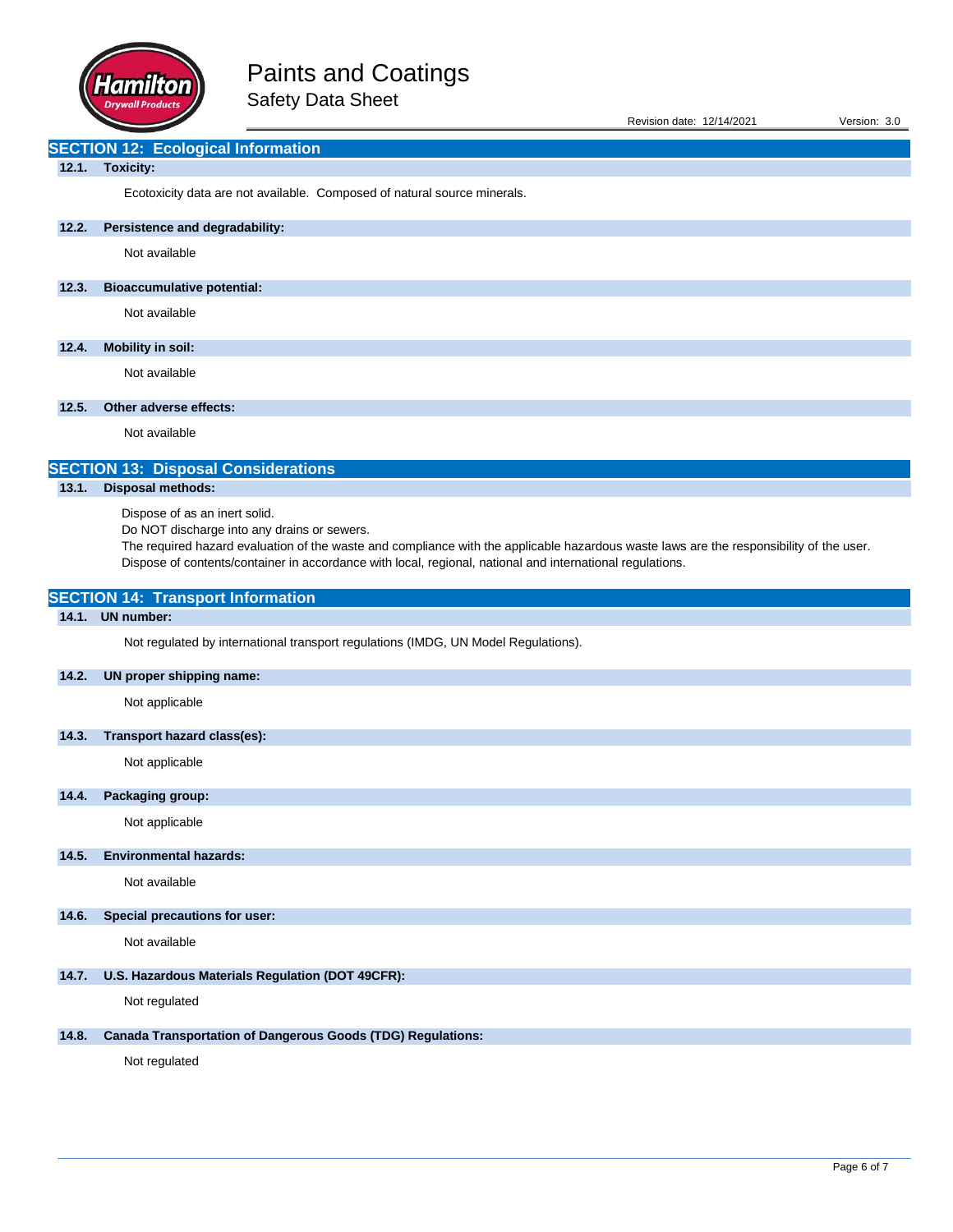## SECTION 12: Ecological Information

### 12.1. Toxicity:

Ecotoxicity data are not available. Composed of natural source minerals.

### 12.2. Persistence and degradability:

Not available

### 12.3. Bioaccumulative potential:

Not available

### 12.4. Mobility in soil:

Not available

### 12.5. Other adverse effects:

Not available

## SECTION 13: Disposal Considerations

### 13.1. Disposal methods:

Dispose of as an inert solid.
Do NOT discharge into any drains or sewers.
The required hazard evaluation of the waste and compliance with the applicable hazardous waste laws are the responsibility of the user.
Dispose of contents/container in accordance with local, regional, national and international regulations.

## SECTION 14: Transport Information

### 14.1. UN number:

Not regulated by international transport regulations (IMDG, UN Model Regulations).

### 14.2. UN proper shipping name:

Not applicable

### 14.3. Transport hazard class(es):

Not applicable

### 14.4. Packaging group:

Not applicable

### 14.5. Environmental hazards:

Not available

### 14.6. Special precautions for user:

Not available

### 14.7. U.S. Hazardous Materials Regulation (DOT 49CFR):

Not regulated

### 14.8. Canada Transportation of Dangerous Goods (TDG) Regulations:

Not regulated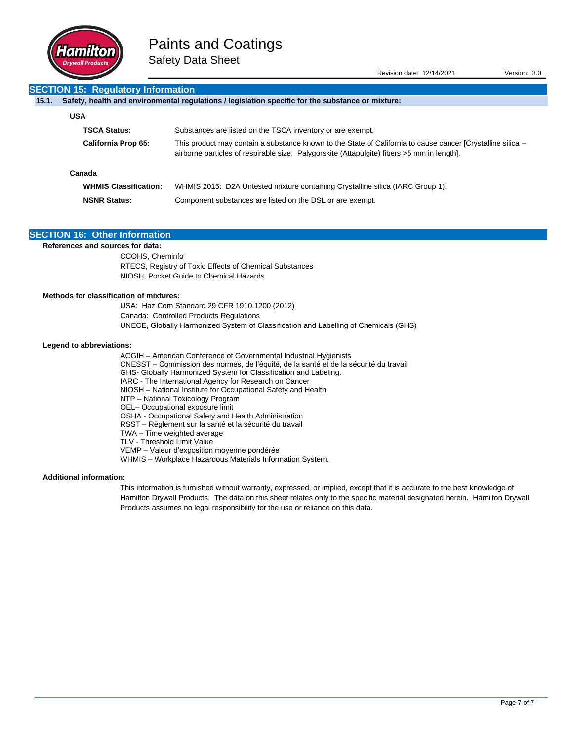## SECTION 15: Regulatory Information

### 15.1. Safety, health and environmental regulations / legislation specific for the substance or mixture:

**USA**

| | |
|---|---|
| **TSCA Status:** | Substances are listed on the TSCA inventory or are exempt. |
| **California Prop 65:** | This product may contain a substance known to the State of California to cause cancer [Crystalline silica – airborne particles of respirable size. Palygorskite (Attapulgite) fibers >5 mm in length]. |

**Canada**

| | |
|---|---|
| **WHMIS Classification:** | WHMIS 2015: D2A Untested mixture containing Crystalline silica (IARC Group 1). |
| **NSNR Status:** | Component substances are listed on the DSL or are exempt. |

## SECTION 16: Other Information

**References and sources for data:**

CCOHS, Cheminfo
RTECS, Registry of Toxic Effects of Chemical Substances
NIOSH, Pocket Guide to Chemical Hazards

**Methods for classification of mixtures:**

USA: Haz Com Standard 29 CFR 1910.1200 (2012)
Canada: Controlled Products Regulations
UNECE, Globally Harmonized System of Classification and Labelling of Chemicals (GHS)

**Legend to abbreviations:**

ACGIH – American Conference of Governmental Industrial Hygienists
CNESST – Commission des normes, de l'équité, de la santé et de la sécurité du travail
GHS- Globally Harmonized System for Classification and Labeling.
IARC - The International Agency for Research on Cancer
NIOSH – National Institute for Occupational Safety and Health
NTP – National Toxicology Program
OEL– Occupational exposure limit
OSHA - Occupational Safety and Health Administration
RSST – Règlement sur la santé et la sécurité du travail
TWA – Time weighted average
TLV - Threshold Limit Value
VEMP – Valeur d'exposition moyenne pondérée
WHMIS – Workplace Hazardous Materials Information System.

**Additional information:**

This information is furnished without warranty, expressed, or implied, except that it is accurate to the best knowledge of Hamilton Drywall Products. The data on this sheet relates only to the specific material designated herein. Hamilton Drywall Products assumes no legal responsibility for the use or reliance on this data.